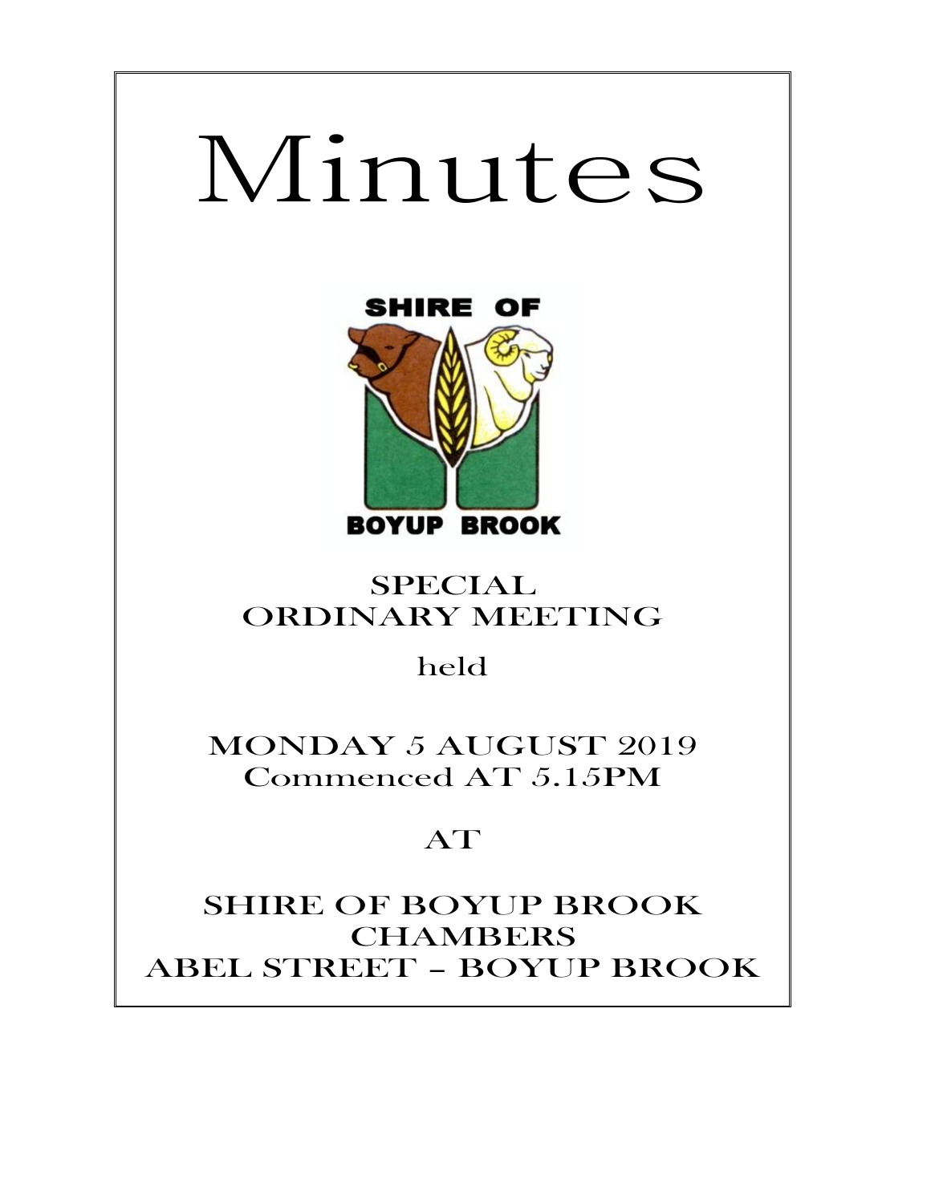# Minutes

SHIRE OF
BOYUP BROOK

SPECIAL
ORDINARY MEETING

held

MONDAY 5 AUGUST 2019
Commenced AT 5.15PM

AT

SHIRE OF BOYUP BROOK
CHAMBERS
ABEL STREET – BOYUP BROOK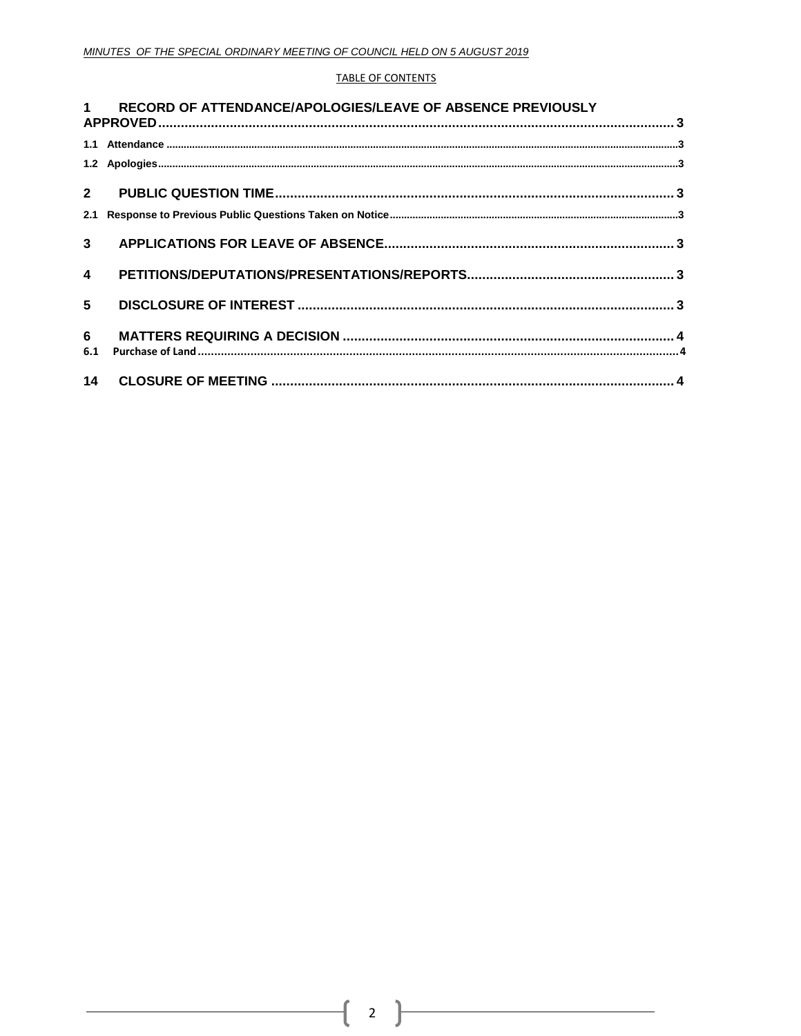TABLE OF CONTENTS

1 RECORD OF ATTENDANCE/APOLOGIES/LEAVE OF ABSENCE PREVIOUSLY APPROVED........................................................................................................................ 3

1.1 Attendance ........................................................................................................................................3

1.2 Apologies...........................................................................................................................................3

2 PUBLIC QUESTION TIME........................................................................................................ 3

2.1 Response to Previous Public Questions Taken on Notice....................................................................3

3 APPLICATIONS FOR LEAVE OF ABSENCE.......................................................................... 3

4 PETITIONS/DEPUTATIONS/PRESENTATIONS/REPORTS.................................................... 3

5 DISCLOSURE OF INTEREST .................................................................................................. 3

6 MATTERS REQUIRING A DECISION ..................................................................................... 4

6.1 Purchase of Land.................................................................................................................................4

14 CLOSURE OF MEETING .......................................................................................................... 4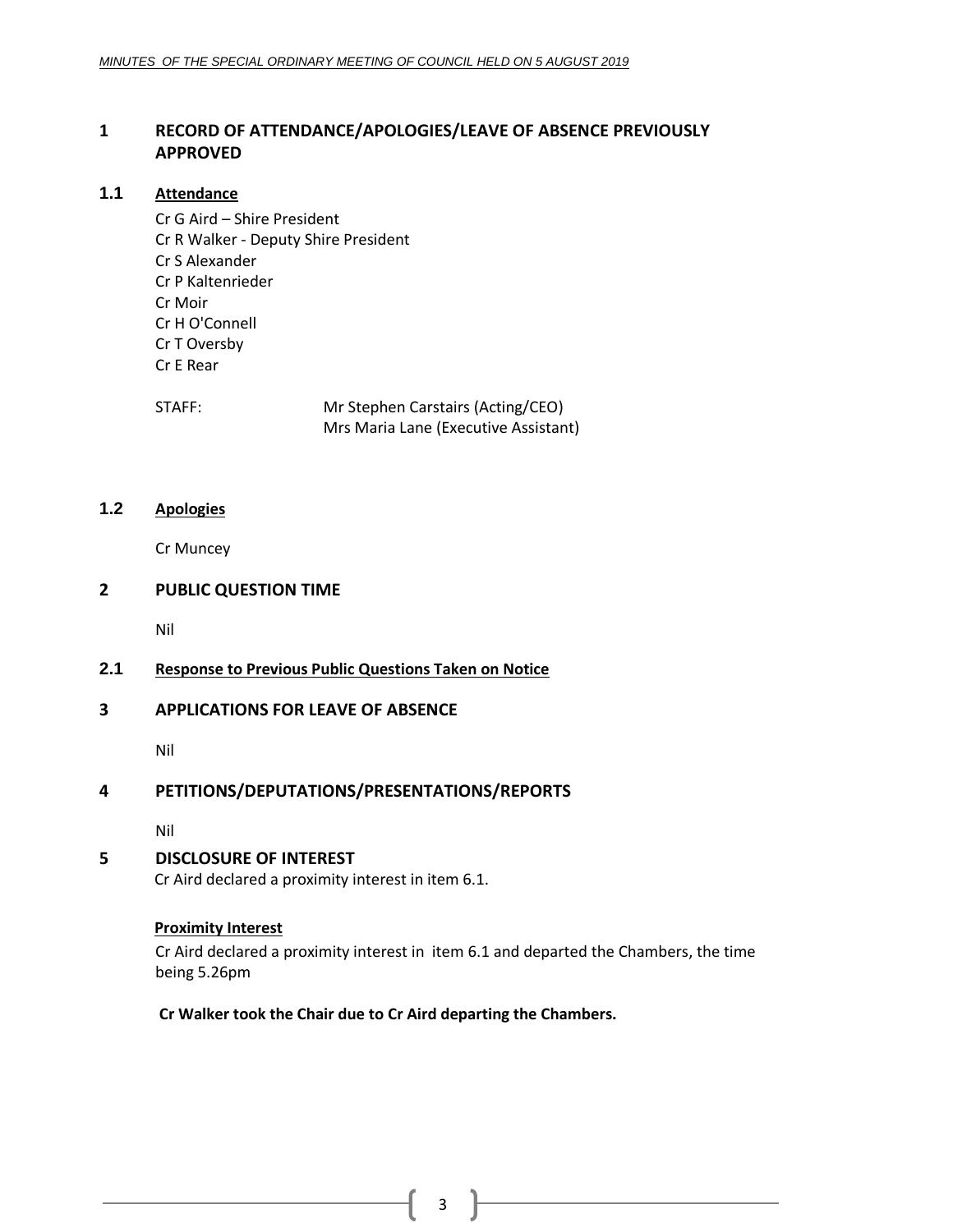# 1 RECORD OF ATTENDANCE/APOLOGIES/LEAVE OF ABSENCE PREVIOUSLY APPROVED

## 1.1 Attendance

Cr G Aird – Shire President
Cr R Walker - Deputy Shire President
Cr S Alexander
Cr P Kaltenrieder
Cr Moir
Cr H O'Connell
Cr T Oversby
Cr E Rear

STAFF: Mr Stephen Carstairs (Acting/CEO)
Mrs Maria Lane (Executive Assistant)

## 1.2 Apologies

Cr Muncey

# 2 PUBLIC QUESTION TIME

Nil

## 2.1 Response to Previous Public Questions Taken on Notice

# 3 APPLICATIONS FOR LEAVE OF ABSENCE

Nil

# 4 PETITIONS/DEPUTATIONS/PRESENTATIONS/REPORTS

Nil

# 5 DISCLOSURE OF INTEREST

Cr Aird declared a proximity interest in item 6.1.

**Proximity Interest**

Cr Aird declared a proximity interest in item 6.1 and departed the Chambers, the time being 5.26pm

**Cr Walker took the Chair due to Cr Aird departing the Chambers.**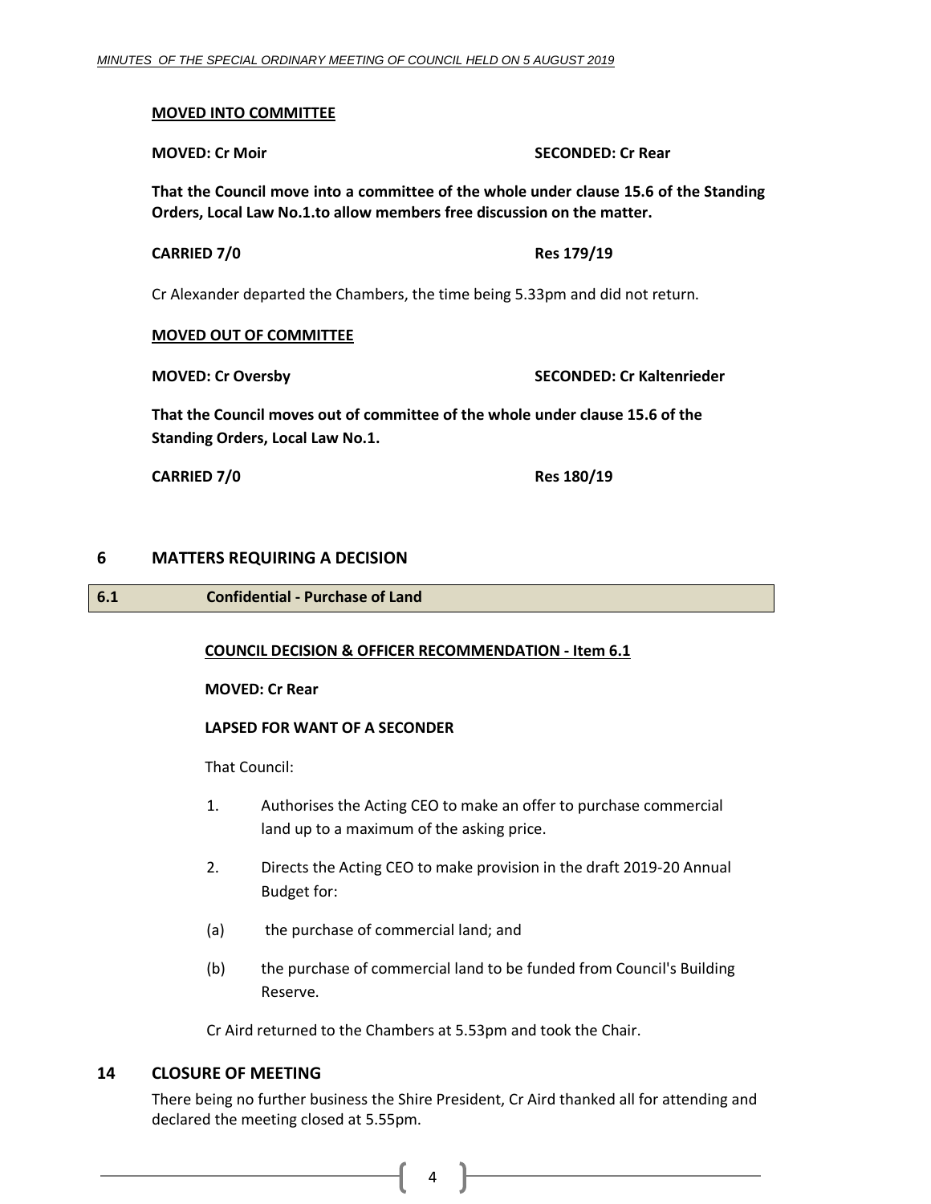**MOVED INTO COMMITTEE**

**MOVED: Cr Moir** **SECONDED: Cr Rear**

**That the Council move into a committee of the whole under clause 15.6 of the Standing Orders, Local Law No.1.to allow members free discussion on the matter.**

**CARRIED 7/0** **Res 179/19**

Cr Alexander departed the Chambers, the time being 5.33pm and did not return.

**MOVED OUT OF COMMITTEE**

**MOVED: Cr Oversby** **SECONDED: Cr Kaltenrieder**

**That the Council moves out of committee of the whole under clause 15.6 of the Standing Orders, Local Law No.1.**

**CARRIED 7/0** **Res 180/19**

## 6 MATTERS REQUIRING A DECISION

### 6.1 Confidential - Purchase of Land

**COUNCIL DECISION & OFFICER RECOMMENDATION - Item 6.1**

**MOVED: Cr Rear**

**LAPSED FOR WANT OF A SECONDER**

That Council:

1. Authorises the Acting CEO to make an offer to purchase commercial land up to a maximum of the asking price.
2. Directs the Acting CEO to make provision in the draft 2019-20 Annual Budget for:

(a) the purchase of commercial land; and

(b) the purchase of commercial land to be funded from Council's Building Reserve.

Cr Aird returned to the Chambers at 5.53pm and took the Chair.

## 14 CLOSURE OF MEETING

There being no further business the Shire President, Cr Aird thanked all for attending and declared the meeting closed at 5.55pm.